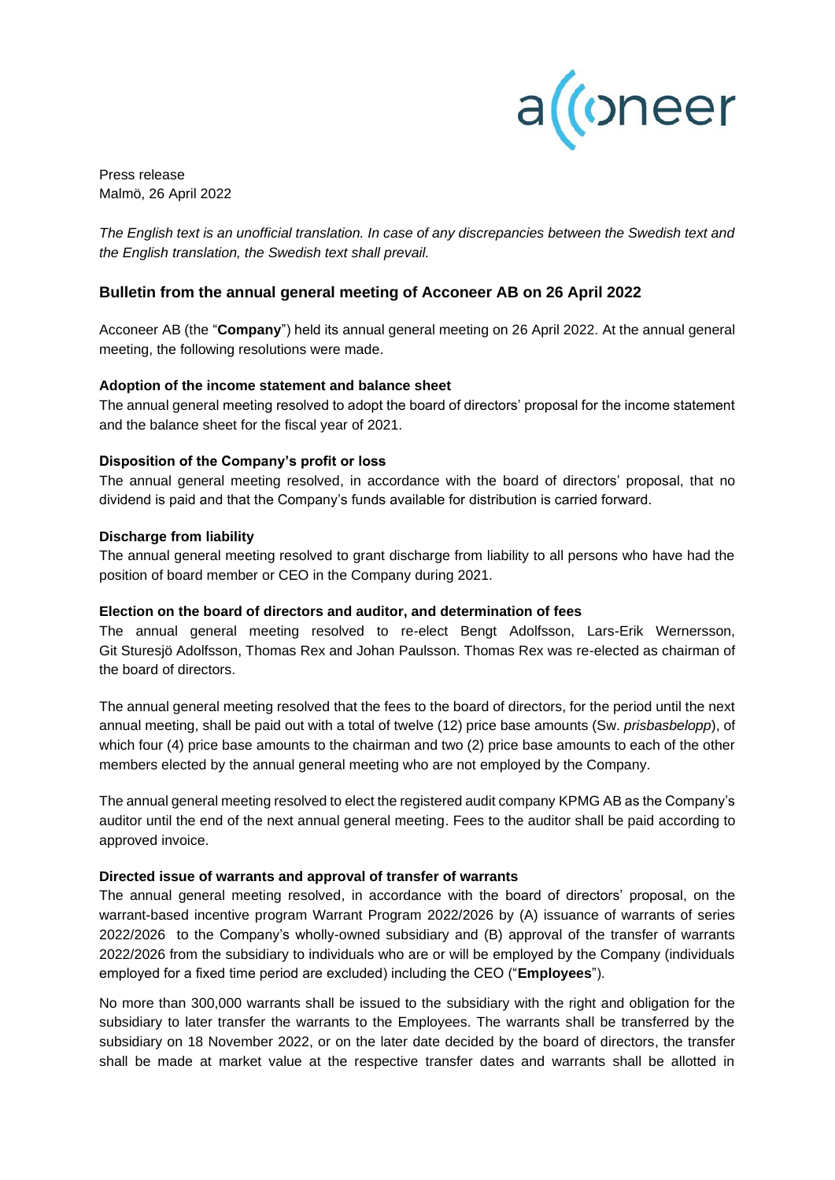Press release
Malmö, 26 April 2022

*The English text is an unofficial translation. In case of any discrepancies between the Swedish text and the English translation, the Swedish text shall prevail.*

## Bulletin from the annual general meeting of Acconeer AB on 26 April 2022

Acconeer AB (the "**Company**") held its annual general meeting on 26 April 2022. At the annual general meeting, the following resolutions were made.

### Adoption of the income statement and balance sheet

The annual general meeting resolved to adopt the board of directors' proposal for the income statement and the balance sheet for the fiscal year of 2021.

### Disposition of the Company's profit or loss

The annual general meeting resolved, in accordance with the board of directors' proposal, that no dividend is paid and that the Company's funds available for distribution is carried forward.

### Discharge from liability

The annual general meeting resolved to grant discharge from liability to all persons who have had the position of board member or CEO in the Company during 2021.

### Election on the board of directors and auditor, and determination of fees

The annual general meeting resolved to re-elect Bengt Adolfsson, Lars-Erik Wernersson, Git Sturesjö Adolfsson, Thomas Rex and Johan Paulsson. Thomas Rex was re-elected as chairman of the board of directors.

The annual general meeting resolved that the fees to the board of directors, for the period until the next annual meeting, shall be paid out with a total of twelve (12) price base amounts (Sw. *prisbasbelopp*), of which four (4) price base amounts to the chairman and two (2) price base amounts to each of the other members elected by the annual general meeting who are not employed by the Company.

The annual general meeting resolved to elect the registered audit company KPMG AB as the Company's auditor until the end of the next annual general meeting. Fees to the auditor shall be paid according to approved invoice.

### Directed issue of warrants and approval of transfer of warrants

The annual general meeting resolved, in accordance with the board of directors' proposal, on the warrant-based incentive program Warrant Program 2022/2026 by (A) issuance of warrants of series 2022/2026 to the Company's wholly-owned subsidiary and (B) approval of the transfer of warrants 2022/2026 from the subsidiary to individuals who are or will be employed by the Company (individuals employed for a fixed time period are excluded) including the CEO ("**Employees**").

No more than 300,000 warrants shall be issued to the subsidiary with the right and obligation for the subsidiary to later transfer the warrants to the Employees. The warrants shall be transferred by the subsidiary on 18 November 2022, or on the later date decided by the board of directors, the transfer shall be made at market value at the respective transfer dates and warrants shall be allotted in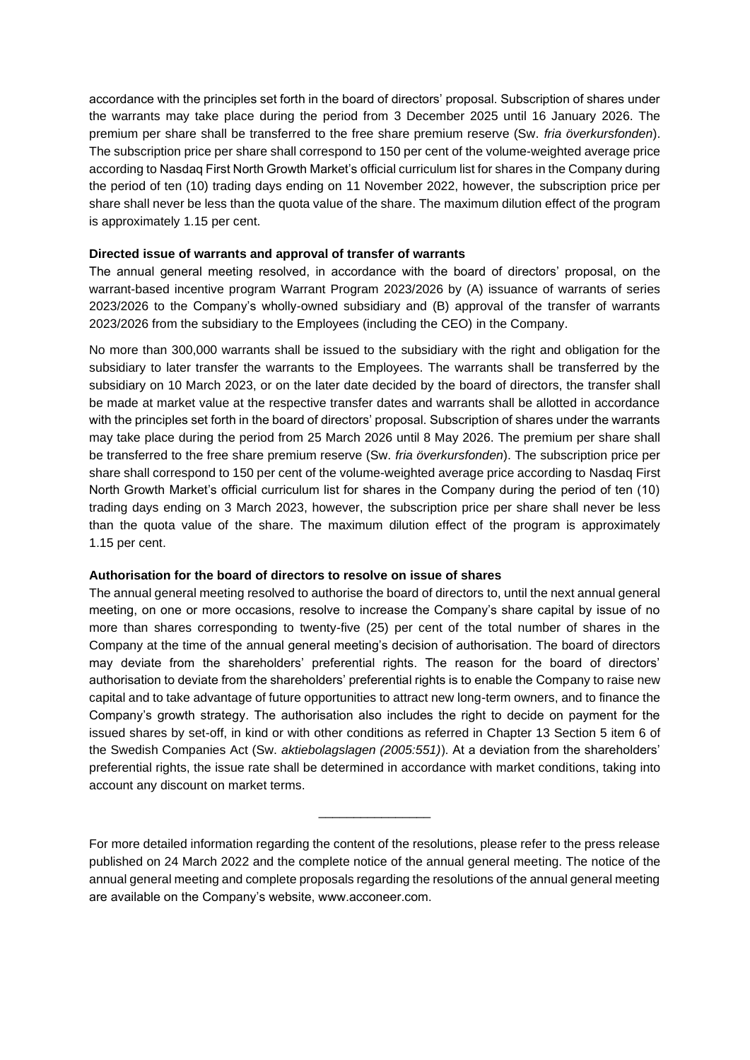accordance with the principles set forth in the board of directors' proposal. Subscription of shares under the warrants may take place during the period from 3 December 2025 until 16 January 2026. The premium per share shall be transferred to the free share premium reserve (Sw. *fria överkursfonden*). The subscription price per share shall correspond to 150 per cent of the volume-weighted average price according to Nasdaq First North Growth Market's official curriculum list for shares in the Company during the period of ten (10) trading days ending on 11 November 2022, however, the subscription price per share shall never be less than the quota value of the share. The maximum dilution effect of the program is approximately 1.15 per cent.

**Directed issue of warrants and approval of transfer of warrants**

The annual general meeting resolved, in accordance with the board of directors' proposal, on the warrant-based incentive program Warrant Program 2023/2026 by (A) issuance of warrants of series 2023/2026 to the Company's wholly-owned subsidiary and (B) approval of the transfer of warrants 2023/2026 from the subsidiary to the Employees (including the CEO) in the Company.

No more than 300,000 warrants shall be issued to the subsidiary with the right and obligation for the subsidiary to later transfer the warrants to the Employees. The warrants shall be transferred by the subsidiary on 10 March 2023, or on the later date decided by the board of directors, the transfer shall be made at market value at the respective transfer dates and warrants shall be allotted in accordance with the principles set forth in the board of directors' proposal. Subscription of shares under the warrants may take place during the period from 25 March 2026 until 8 May 2026. The premium per share shall be transferred to the free share premium reserve (Sw. *fria överkursfonden*). The subscription price per share shall correspond to 150 per cent of the volume-weighted average price according to Nasdaq First North Growth Market's official curriculum list for shares in the Company during the period of ten (10) trading days ending on 3 March 2023, however, the subscription price per share shall never be less than the quota value of the share. The maximum dilution effect of the program is approximately 1.15 per cent.

**Authorisation for the board of directors to resolve on issue of shares**

The annual general meeting resolved to authorise the board of directors to, until the next annual general meeting, on one or more occasions, resolve to increase the Company's share capital by issue of no more than shares corresponding to twenty-five (25) per cent of the total number of shares in the Company at the time of the annual general meeting's decision of authorisation. The board of directors may deviate from the shareholders' preferential rights. The reason for the board of directors' authorisation to deviate from the shareholders' preferential rights is to enable the Company to raise new capital and to take advantage of future opportunities to attract new long-term owners, and to finance the Company's growth strategy. The authorisation also includes the right to decide on payment for the issued shares by set-off, in kind or with other conditions as referred in Chapter 13 Section 5 item 6 of the Swedish Companies Act (Sw. *aktiebolagslagen (2005:551)*). At a deviation from the shareholders' preferential rights, the issue rate shall be determined in accordance with market conditions, taking into account any discount on market terms.

---

For more detailed information regarding the content of the resolutions, please refer to the press release published on 24 March 2022 and the complete notice of the annual general meeting. The notice of the annual general meeting and complete proposals regarding the resolutions of the annual general meeting are available on the Company's website, www.acconeer.com.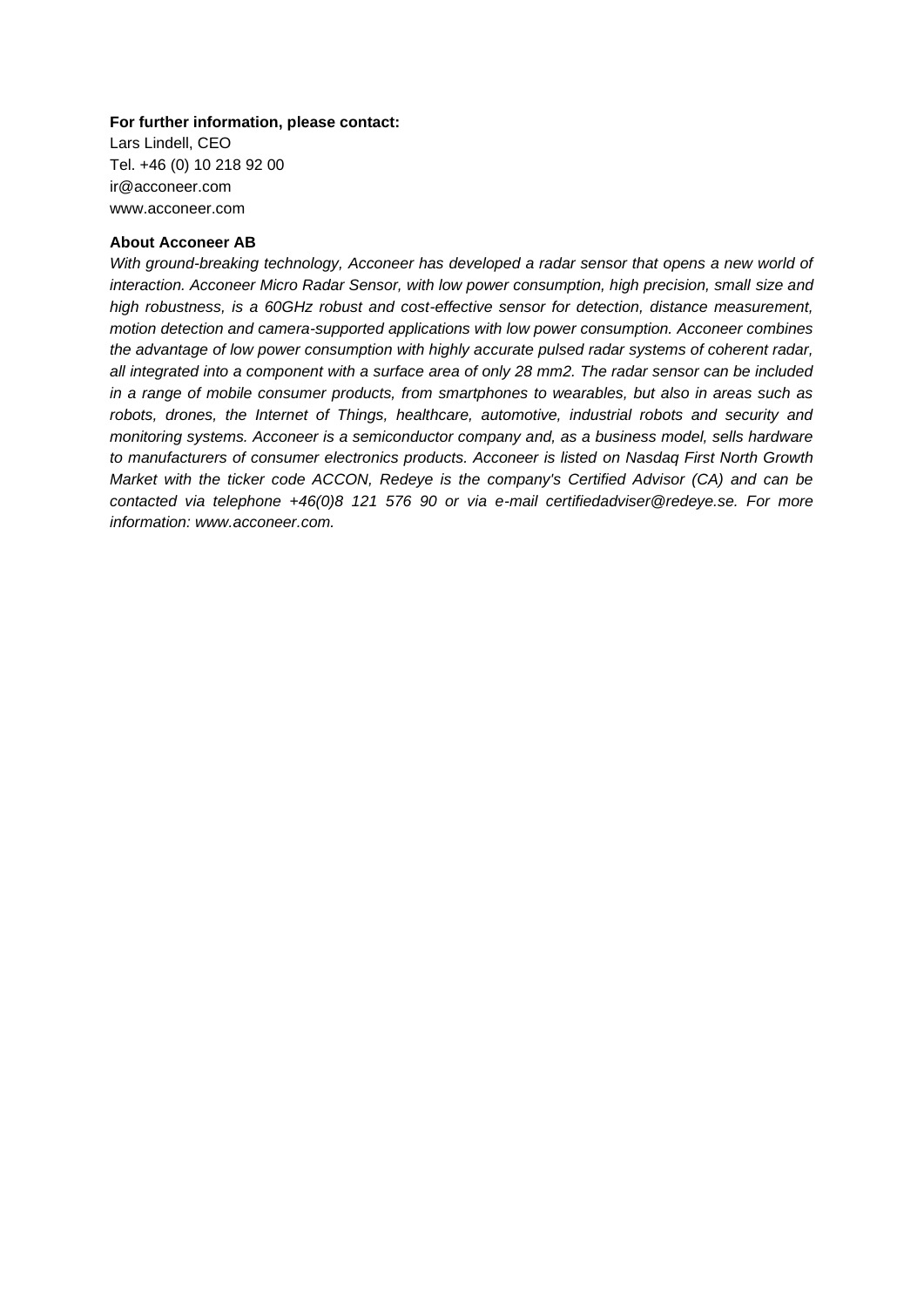**For further information, please contact:**
Lars Lindell, CEO
Tel. +46 (0) 10 218 92 00
ir@acconeer.com
www.acconeer.com

**About Acconeer AB**

*With ground-breaking technology, Acconeer has developed a radar sensor that opens a new world of interaction. Acconeer Micro Radar Sensor, with low power consumption, high precision, small size and high robustness, is a 60GHz robust and cost-effective sensor for detection, distance measurement, motion detection and camera-supported applications with low power consumption. Acconeer combines the advantage of low power consumption with highly accurate pulsed radar systems of coherent radar, all integrated into a component with a surface area of only 28 mm2. The radar sensor can be included in a range of mobile consumer products, from smartphones to wearables, but also in areas such as robots, drones, the Internet of Things, healthcare, automotive, industrial robots and security and monitoring systems. Acconeer is a semiconductor company and, as a business model, sells hardware to manufacturers of consumer electronics products. Acconeer is listed on Nasdaq First North Growth Market with the ticker code ACCON, Redeye is the company's Certified Advisor (CA) and can be contacted via telephone +46(0)8 121 576 90 or via e-mail certifiedadviser@redeye.se. For more information: www.acconeer.com.*